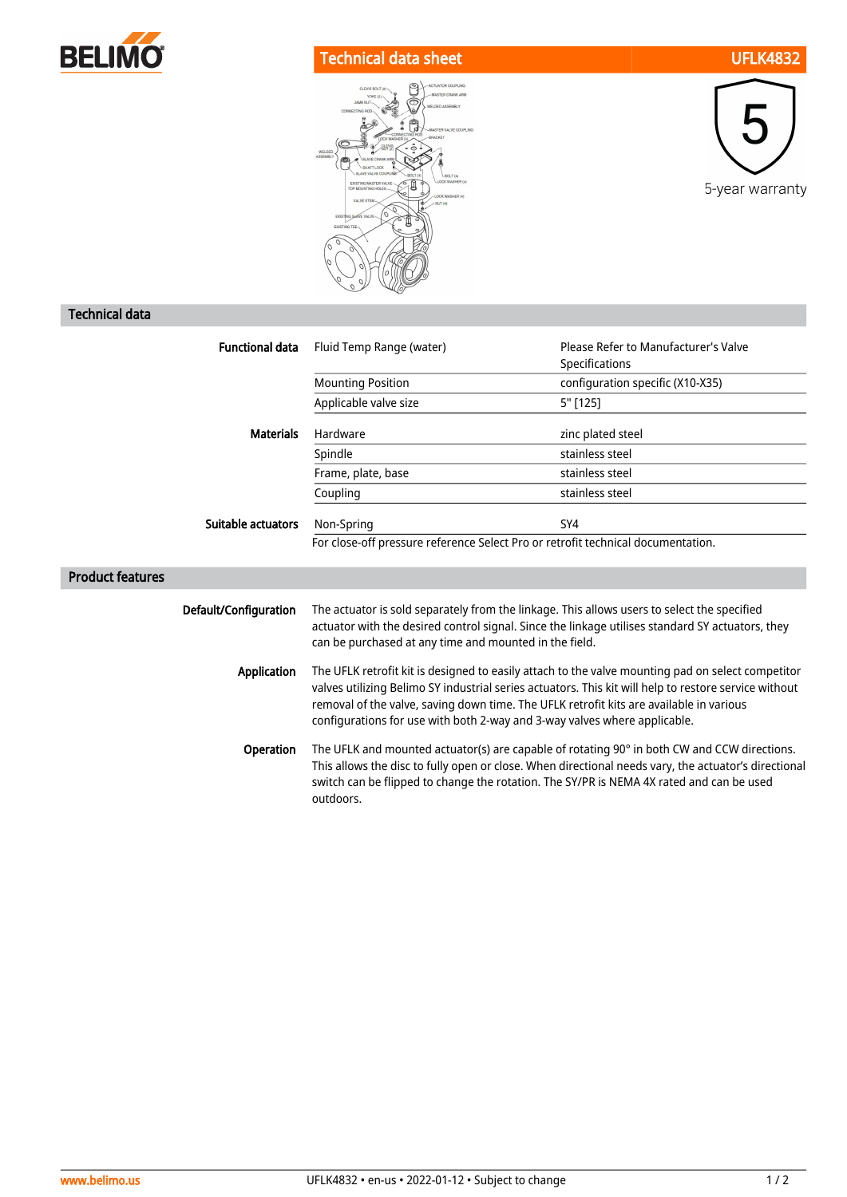# Technical data sheet UFLK4832

5

5-year warranty

## Technical data

| | | |
|---|---|---|
| **Functional data** | Fluid Temp Range (water) | Please Refer to Manufacturer's Valve Specifications |
| | Mounting Position | configuration specific (X10-X35) |
| | Applicable valve size | 5" [125] |
| **Materials** | Hardware | zinc plated steel |
| | Spindle | stainless steel |
| | Frame, plate, base | stainless steel |
| | Coupling | stainless steel |
| **Suitable actuators** | Non-Spring | SY4 |
| | For close-off pressure reference Select Pro or retrofit technical documentation. | |

## Product features

**Default/Configuration**
The actuator is sold separately from the linkage. This allows users to select the specified actuator with the desired control signal. Since the linkage utilises standard SY actuators, they can be purchased at any time and mounted in the field.

**Application**
The UFLK retrofit kit is designed to easily attach to the valve mounting pad on select competitor valves utilizing Belimo SY industrial series actuators. This kit will help to restore service without removal of the valve, saving down time. The UFLK retrofit kits are available in various configurations for use with both 2-way and 3-way valves where applicable.

**Operation**
The UFLK and mounted actuator(s) are capable of rotating 90° in both CW and CCW directions. This allows the disc to fully open or close. When directional needs vary, the actuator's directional switch can be flipped to change the rotation. The SY/PR is NEMA 4X rated and can be used outdoors.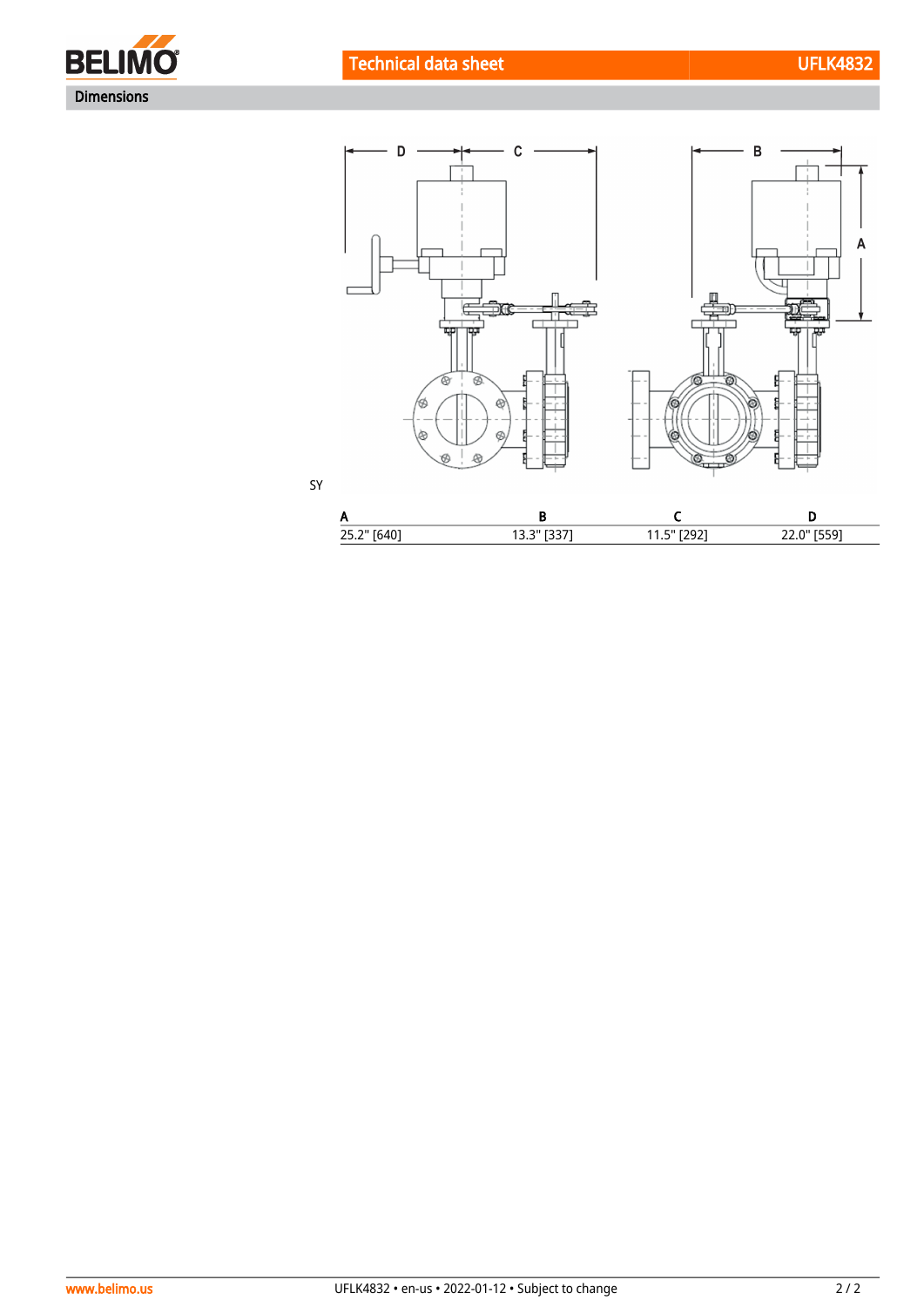## Dimensions

D C B A

SY

| A | B | C | D |
|---|---|---|---|
| 25.2" [640] | 13.3" [337] | 11.5" [292] | 22.0" [559] |